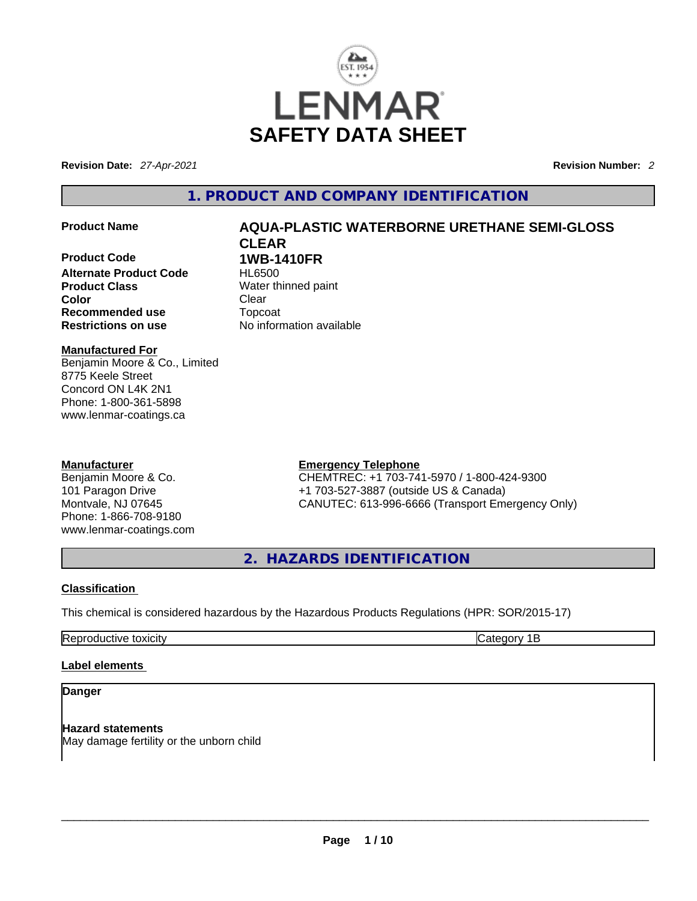LENMAR

# SAFETY DATA SHEET

**Revision Date:** *27-Apr-2021* **Revision Number:** *2*

## 1. PRODUCT AND COMPANY IDENTIFICATION

| | |
|---|---|
| **Product Name** | **AQUA-PLASTIC WATERBORNE URETHANE SEMI-GLOSS CLEAR** |
| **Product Code** | **1WB-1410FR** |
| **Alternate Product Code** | HL6500 |
| **Product Class** | Water thinned paint |
| **Color** | Clear |
| **Recommended use** | Topcoat |
| **Restrictions on use** | No information available |

**Manufactured For**
Benjamin Moore & Co., Limited
8775 Keele Street
Concord ON L4K 2N1
Phone: 1-800-361-5898
www.lenmar-coatings.ca

**Manufacturer**
Benjamin Moore & Co.
101 Paragon Drive
Montvale, NJ 07645
Phone: 1-866-708-9180
www.lenmar-coatings.com

**Emergency Telephone**
CHEMTREC: +1 703-741-5970 / 1-800-424-9300
+1 703-527-3887 (outside US & Canada)
CANUTEC: 613-996-6666 (Transport Emergency Only)

## 2. HAZARDS IDENTIFICATION

**Classification**

This chemical is considered hazardous by the Hazardous Products Regulations (HPR: SOR/2015-17)

| | |
|---|---|
| Reproductive toxicity | Category 1B |

**Label elements**

**Danger**

**Hazard statements**
May damage fertility or the unborn child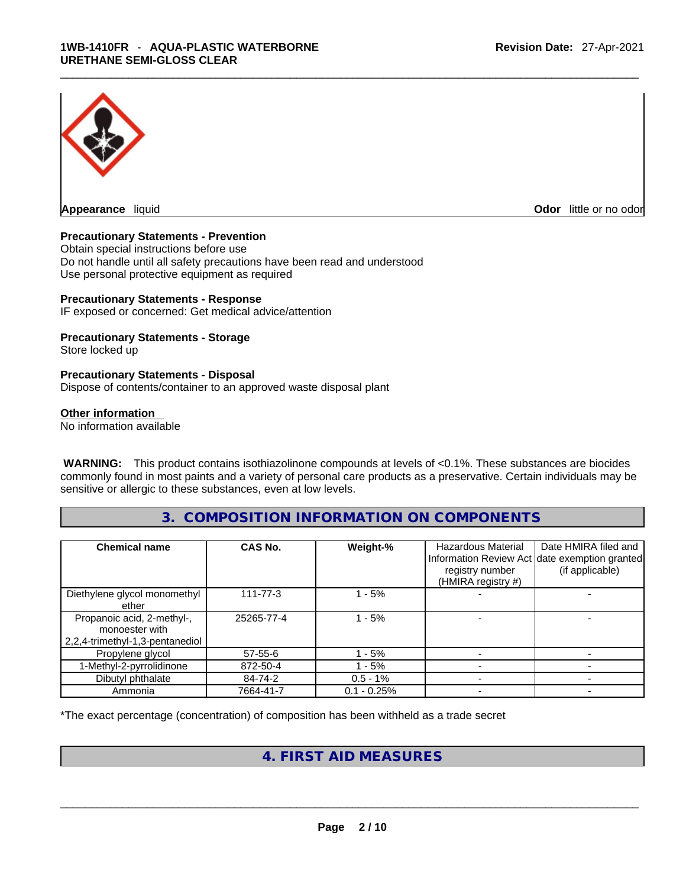**Appearance** liquid **Odor** little or no odor

**Precautionary Statements - Prevention**
Obtain special instructions before use
Do not handle until all safety precautions have been read and understood
Use personal protective equipment as required

**Precautionary Statements - Response**
IF exposed or concerned: Get medical advice/attention

**Precautionary Statements - Storage**
Store locked up

**Precautionary Statements - Disposal**
Dispose of contents/container to an approved waste disposal plant

**Other information**
No information available

**WARNING:** This product contains isothiazolinone compounds at levels of <0.1%. These substances are biocides commonly found in most paints and a variety of personal care products as a preservative. Certain individuals may be sensitive or allergic to these substances, even at low levels.

## 3. COMPOSITION INFORMATION ON COMPONENTS

| Chemical name | CAS No. | Weight-% | Hazardous Material Information Review Act registry number (HMIRA registry #) | Date HMIRA filed and date exemption granted (if applicable) |
|---|---|---|---|---|
| Diethylene glycol monomethyl ether | 111-77-3 | 1 - 5% | - | - |
| Propanoic acid, 2-methyl-, monoester with 2,2,4-trimethyl-1,3-pentanediol | 25265-77-4 | 1 - 5% | - | - |
| Propylene glycol | 57-55-6 | 1 - 5% | - | - |
| 1-Methyl-2-pyrrolidinone | 872-50-4 | 1 - 5% | - | - |
| Dibutyl phthalate | 84-74-2 | 0.5 - 1% | - | - |
| Ammonia | 7664-41-7 | 0.1 - 0.25% | - | - |

*The exact percentage (concentration) of composition has been withheld as a trade secret

## 4. FIRST AID MEASURES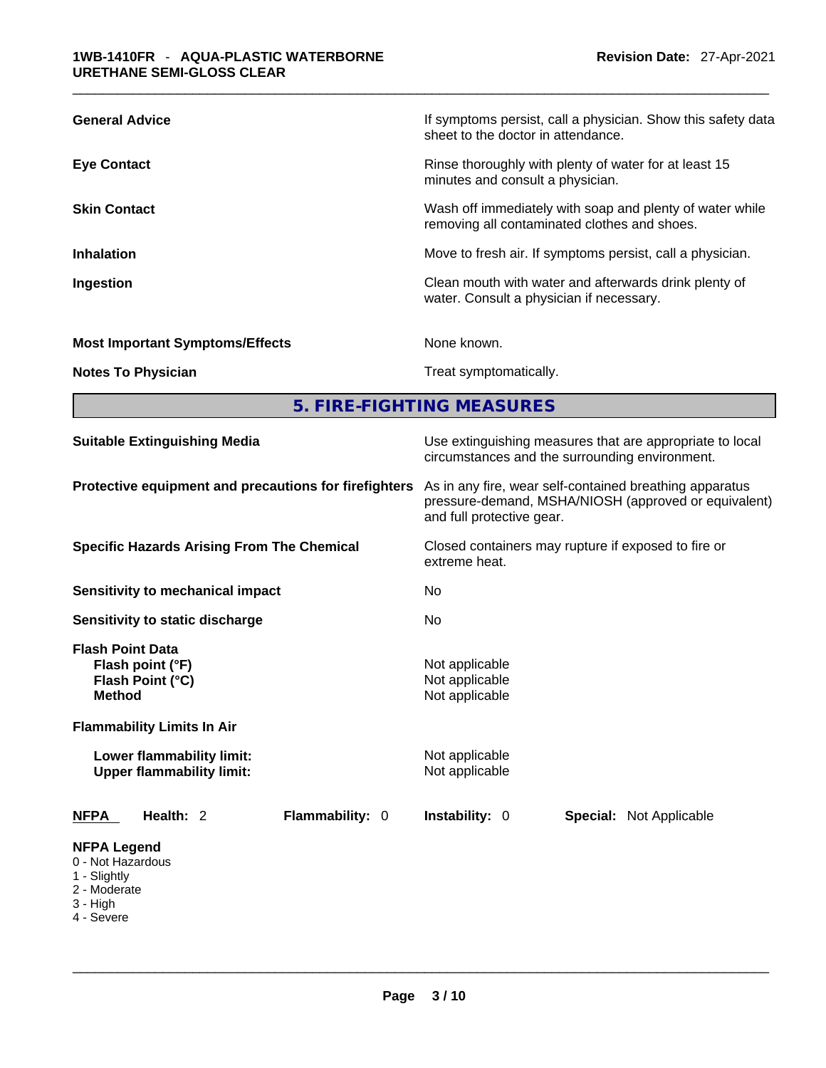| | |
|---|---|
| **General Advice** | If symptoms persist, call a physician. Show this safety data sheet to the doctor in attendance. |
| **Eye Contact** | Rinse thoroughly with plenty of water for at least 15 minutes and consult a physician. |
| **Skin Contact** | Wash off immediately with soap and plenty of water while removing all contaminated clothes and shoes. |
| **Inhalation** | Move to fresh air. If symptoms persist, call a physician. |
| **Ingestion** | Clean mouth with water and afterwards drink plenty of water. Consult a physician if necessary. |
| **Most Important Symptoms/Effects** | None known. |
| **Notes To Physician** | Treat symptomatically. |

## 5. FIRE-FIGHTING MEASURES

| | |
|---|---|
| **Suitable Extinguishing Media** | Use extinguishing measures that are appropriate to local circumstances and the surrounding environment. |
| **Protective equipment and precautions for firefighters** | As in any fire, wear self-contained breathing apparatus pressure-demand, MSHA/NIOSH (approved or equivalent) and full protective gear. |
| **Specific Hazards Arising From The Chemical** | Closed containers may rupture if exposed to fire or extreme heat. |
| **Sensitivity to mechanical impact** | No |
| **Sensitivity to static discharge** | No |

**Flash Point Data**

| | |
|---|---|
| **Flash point (°F)** | Not applicable |
| **Flash Point (°C)** | Not applicable |
| **Method** | Not applicable |

**Flammability Limits In Air**

| | |
|---|---|
| **Lower flammability limit:** | Not applicable |
| **Upper flammability limit:** | Not applicable |

**NFPA** **Health:** 2 **Flammability:** 0 **Instability:** 0 **Special:** Not Applicable

**NFPA Legend**
- 0 - Not Hazardous
- 1 - Slightly
- 2 - Moderate
- 3 - High
- 4 - Severe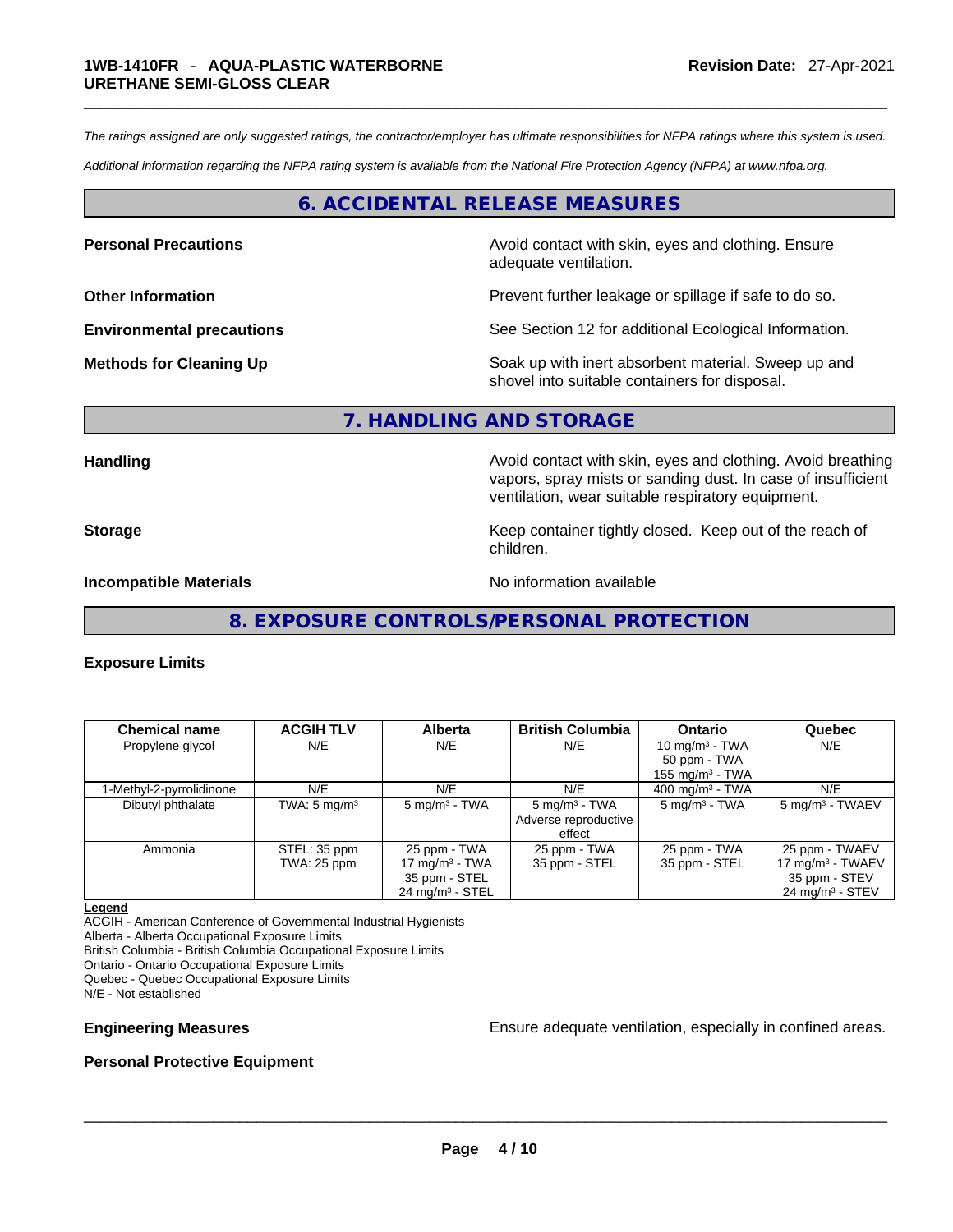*The ratings assigned are only suggested ratings, the contractor/employer has ultimate responsibilities for NFPA ratings where this system is used.*

*Additional information regarding the NFPA rating system is available from the National Fire Protection Agency (NFPA) at www.nfpa.org.*

## 6. ACCIDENTAL RELEASE MEASURES

**Personal Precautions** Avoid contact with skin, eyes and clothing. Ensure adequate ventilation.

**Other Information** Prevent further leakage or spillage if safe to do so.

**Environmental precautions** See Section 12 for additional Ecological Information.

**Methods for Cleaning Up** Soak up with inert absorbent material. Sweep up and shovel into suitable containers for disposal.

## 7. HANDLING AND STORAGE

**Handling** Avoid contact with skin, eyes and clothing. Avoid breathing vapors, spray mists or sanding dust. In case of insufficient ventilation, wear suitable respiratory equipment.

**Storage** Keep container tightly closed. Keep out of the reach of children.

**Incompatible Materials** No information available

## 8. EXPOSURE CONTROLS/PERSONAL PROTECTION

**Exposure Limits**

| Chemical name | ACGIH TLV | Alberta | British Columbia | Ontario | Quebec |
|---|---|---|---|---|---|
| Propylene glycol | N/E | N/E | N/E | 10 mg/m³ - TWA<br>50 ppm - TWA<br>155 mg/m³ - TWA | N/E |
| 1-Methyl-2-pyrrolidinone | N/E | N/E | N/E | 400 mg/m³ - TWA | N/E |
| Dibutyl phthalate | TWA: 5 mg/m³ | 5 mg/m³ - TWA | 5 mg/m³ - TWA<br>Adverse reproductive effect | 5 mg/m³ - TWA | 5 mg/m³ - TWAEV |
| Ammonia | STEL: 35 ppm<br>TWA: 25 ppm | 25 ppm - TWA<br>17 mg/m³ - TWA<br>35 ppm - STEL<br>24 mg/m³ - STEL | 25 ppm - TWA<br>35 ppm - STEL | 25 ppm - TWA<br>35 ppm - STEL | 25 ppm - TWAEV<br>17 mg/m³ - TWAEV<br>35 ppm - STEV<br>24 mg/m³ - STEV |

**Legend**
ACGIH - American Conference of Governmental Industrial Hygienists
Alberta - Alberta Occupational Exposure Limits
British Columbia - British Columbia Occupational Exposure Limits
Ontario - Ontario Occupational Exposure Limits
Quebec - Quebec Occupational Exposure Limits
N/E - Not established

**Engineering Measures** Ensure adequate ventilation, especially in confined areas.

**Personal Protective Equipment**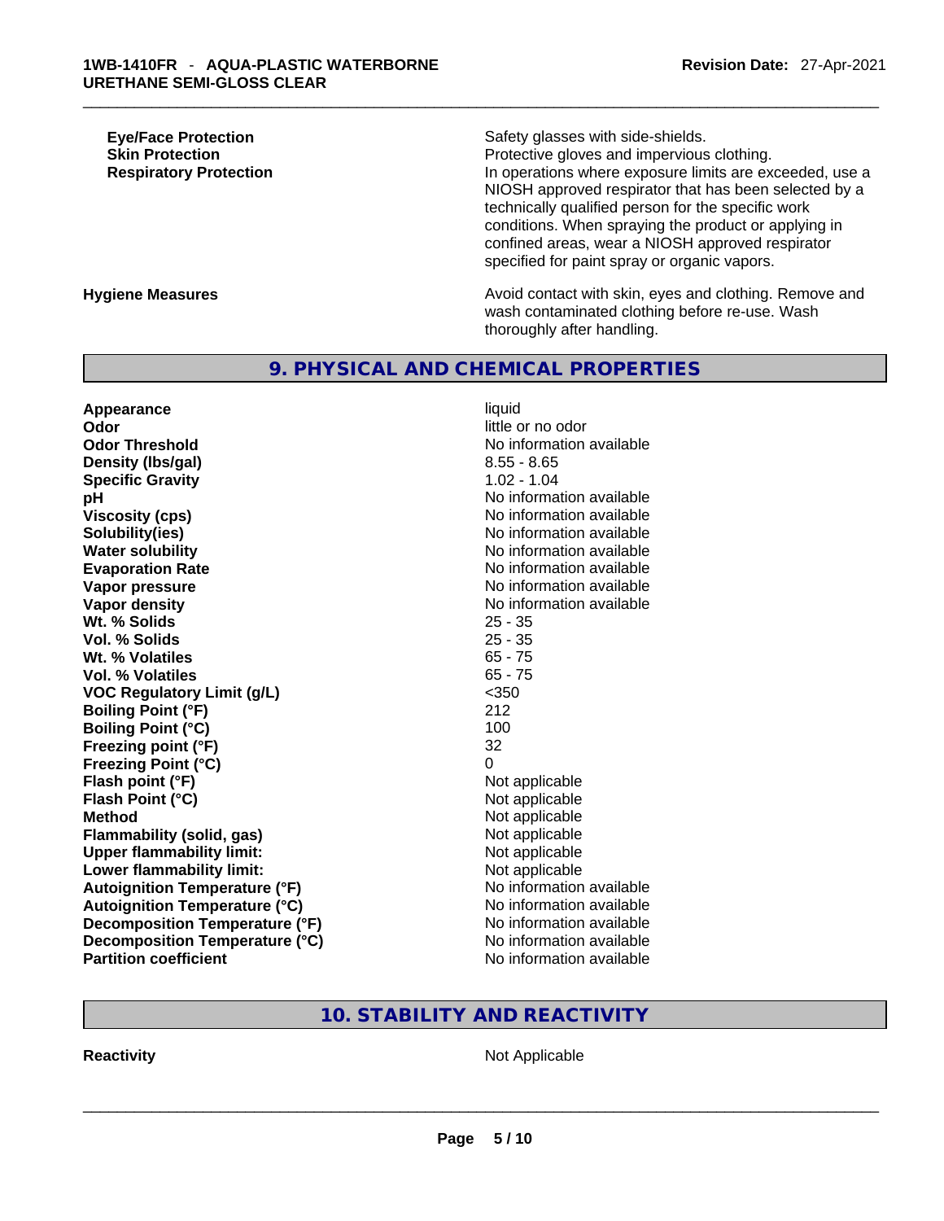| | |
|---|---|
| **Eye/Face Protection** | Safety glasses with side-shields. |
| **Skin Protection** | Protective gloves and impervious clothing. |
| **Respiratory Protection** | In operations where exposure limits are exceeded, use a NIOSH approved respirator that has been selected by a technically qualified person for the specific work conditions. When spraying the product or applying in confined areas, wear a NIOSH approved respirator specified for paint spray or organic vapors. |
| **Hygiene Measures** | Avoid contact with skin, eyes and clothing. Remove and wash contaminated clothing before re-use. Wash thoroughly after handling. |

## 9. PHYSICAL AND CHEMICAL PROPERTIES

| | |
|---|---|
| **Appearance** | liquid |
| **Odor** | little or no odor |
| **Odor Threshold** | No information available |
| **Density (lbs/gal)** | 8.55 - 8.65 |
| **Specific Gravity** | 1.02 - 1.04 |
| **pH** | No information available |
| **Viscosity (cps)** | No information available |
| **Solubility(ies)** | No information available |
| **Water solubility** | No information available |
| **Evaporation Rate** | No information available |
| **Vapor pressure** | No information available |
| **Vapor density** | No information available |
| **Wt. % Solids** | 25 - 35 |
| **Vol. % Solids** | 25 - 35 |
| **Wt. % Volatiles** | 65 - 75 |
| **Vol. % Volatiles** | 65 - 75 |
| **VOC Regulatory Limit (g/L)** | <350 |
| **Boiling Point (°F)** | 212 |
| **Boiling Point (°C)** | 100 |
| **Freezing point (°F)** | 32 |
| **Freezing Point (°C)** | 0 |
| **Flash point (°F)** | Not applicable |
| **Flash Point (°C)** | Not applicable |
| **Method** | Not applicable |
| **Flammability (solid, gas)** | Not applicable |
| **Upper flammability limit:** | Not applicable |
| **Lower flammability limit:** | Not applicable |
| **Autoignition Temperature (°F)** | No information available |
| **Autoignition Temperature (°C)** | No information available |
| **Decomposition Temperature (°F)** | No information available |
| **Decomposition Temperature (°C)** | No information available |
| **Partition coefficient** | No information available |

## 10. STABILITY AND REACTIVITY

| | |
|---|---|
| **Reactivity** | Not Applicable |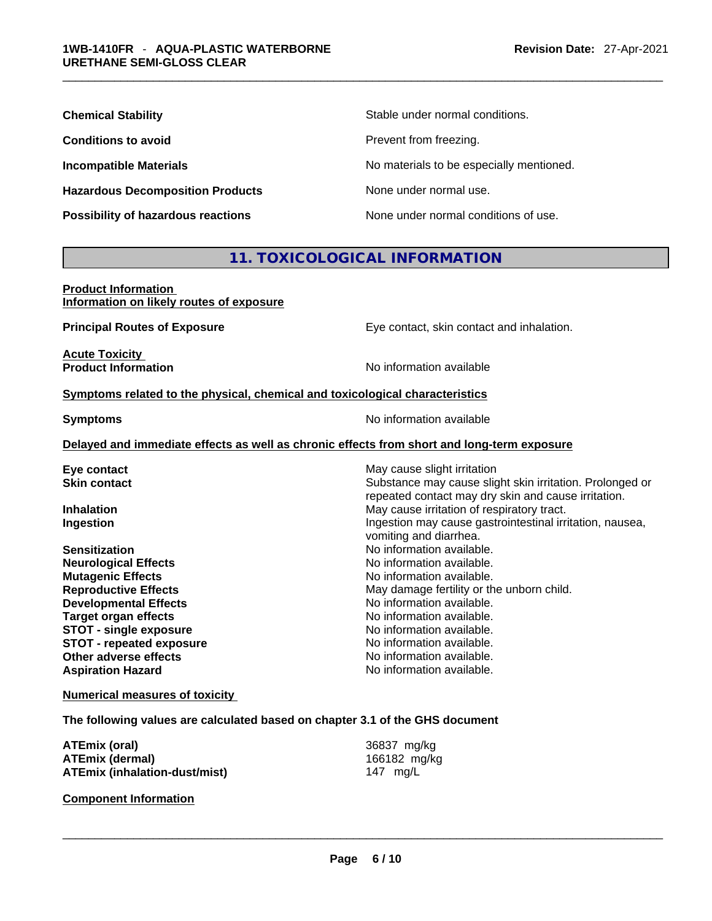| | |
|---|---|
| **Chemical Stability** | Stable under normal conditions. |
| **Conditions to avoid** | Prevent from freezing. |
| **Incompatible Materials** | No materials to be especially mentioned. |
| **Hazardous Decomposition Products** | None under normal use. |
| **Possibility of hazardous reactions** | None under normal conditions of use. |

## 11. TOXICOLOGICAL INFORMATION

**Product Information**
**Information on likely routes of exposure**

| | |
|---|---|
| **Principal Routes of Exposure** | Eye contact, skin contact and inhalation. |

**Acute Toxicity**

| | |
|---|---|
| **Product Information** | No information available |

**Symptoms related to the physical, chemical and toxicological characteristics**

| | |
|---|---|
| **Symptoms** | No information available |

**Delayed and immediate effects as well as chronic effects from short and long-term exposure**

| | |
|---|---|
| **Eye contact** | May cause slight irritation |
| **Skin contact** | Substance may cause slight skin irritation. Prolonged or repeated contact may dry skin and cause irritation. |
| **Inhalation** | May cause irritation of respiratory tract. |
| **Ingestion** | Ingestion may cause gastrointestinal irritation, nausea, vomiting and diarrhea. |
| **Sensitization** | No information available. |
| **Neurological Effects** | No information available. |
| **Mutagenic Effects** | No information available. |
| **Reproductive Effects** | May damage fertility or the unborn child. |
| **Developmental Effects** | No information available. |
| **Target organ effects** | No information available. |
| **STOT - single exposure** | No information available. |
| **STOT - repeated exposure** | No information available. |
| **Other adverse effects** | No information available. |
| **Aspiration Hazard** | No information available. |

**Numerical measures of toxicity**

**The following values are calculated based on chapter 3.1 of the GHS document**

| | |
|---|---|
| **ATEmix (oral)** | 36837 mg/kg |
| **ATEmix (dermal)** | 166182 mg/kg |
| **ATEmix (inhalation-dust/mist)** | 147 mg/L |

**Component Information**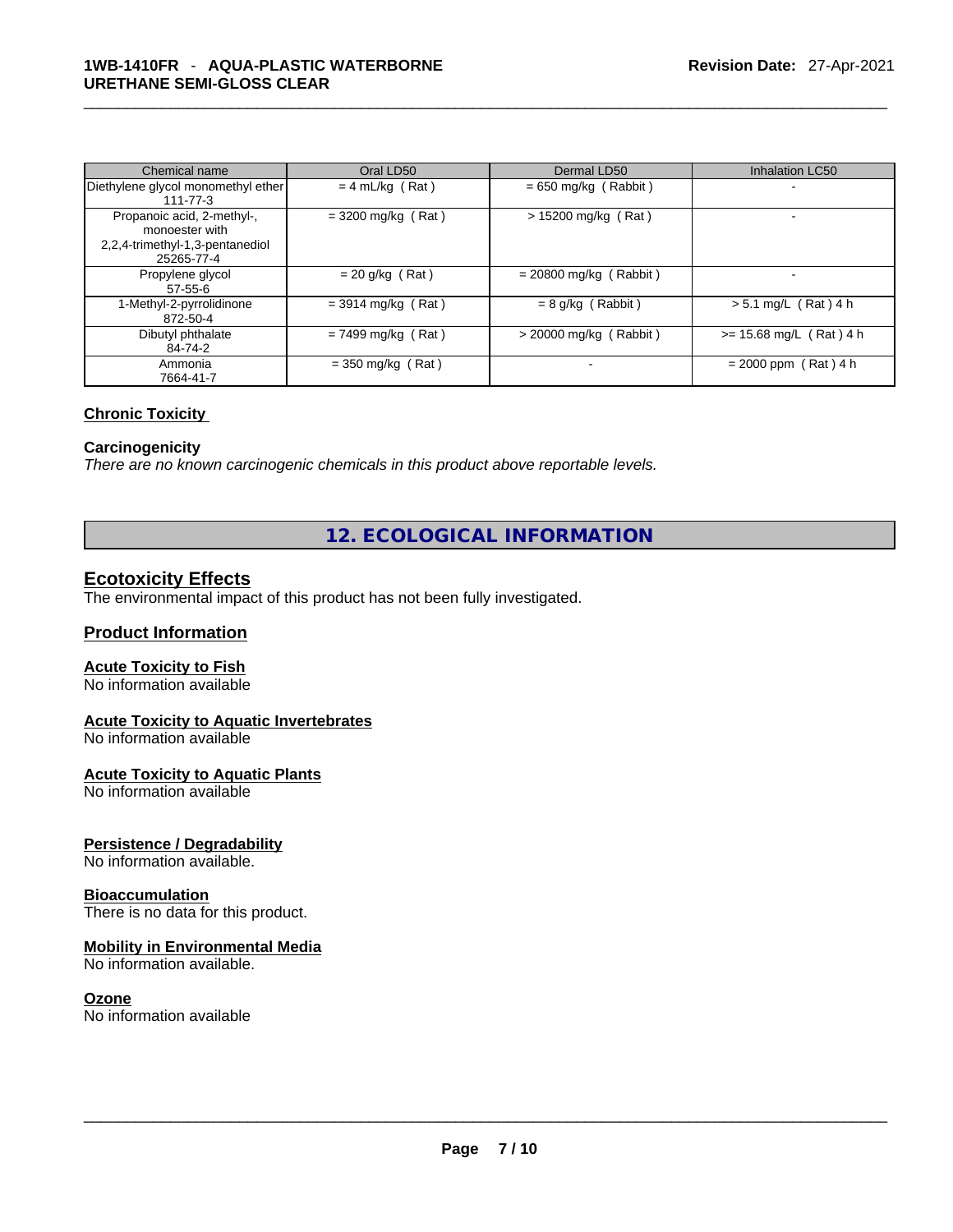| Chemical name | Oral LD50 | Dermal LD50 | Inhalation LC50 |
|---|---|---|---|
| Diethylene glycol monomethyl ether<br>111-77-3 | = 4 mL/kg ( Rat ) | = 650 mg/kg ( Rabbit ) | - |
| Propanoic acid, 2-methyl-, monoester with 2,2,4-trimethyl-1,3-pentanediol<br>25265-77-4 | = 3200 mg/kg ( Rat ) | > 15200 mg/kg ( Rat ) | - |
| Propylene glycol<br>57-55-6 | = 20 g/kg ( Rat ) | = 20800 mg/kg ( Rabbit ) | - |
| 1-Methyl-2-pyrrolidinone<br>872-50-4 | = 3914 mg/kg ( Rat ) | = 8 g/kg ( Rabbit ) | > 5.1 mg/L ( Rat ) 4 h |
| Dibutyl phthalate<br>84-74-2 | = 7499 mg/kg ( Rat ) | > 20000 mg/kg ( Rabbit ) | >= 15.68 mg/L ( Rat ) 4 h |
| Ammonia<br>7664-41-7 | = 350 mg/kg ( Rat ) | - | = 2000 ppm ( Rat ) 4 h |

**Chronic Toxicity**

**Carcinogenicity**

*There are no known carcinogenic chemicals in this product above reportable levels.*

## 12. ECOLOGICAL INFORMATION

### Ecotoxicity Effects

The environmental impact of this product has not been fully investigated.

### Product Information

**Acute Toxicity to Fish**

No information available

**Acute Toxicity to Aquatic Invertebrates**

No information available

**Acute Toxicity to Aquatic Plants**

No information available

**Persistence / Degradability**

No information available.

**Bioaccumulation**

There is no data for this product.

**Mobility in Environmental Media**

No information available.

**Ozone**

No information available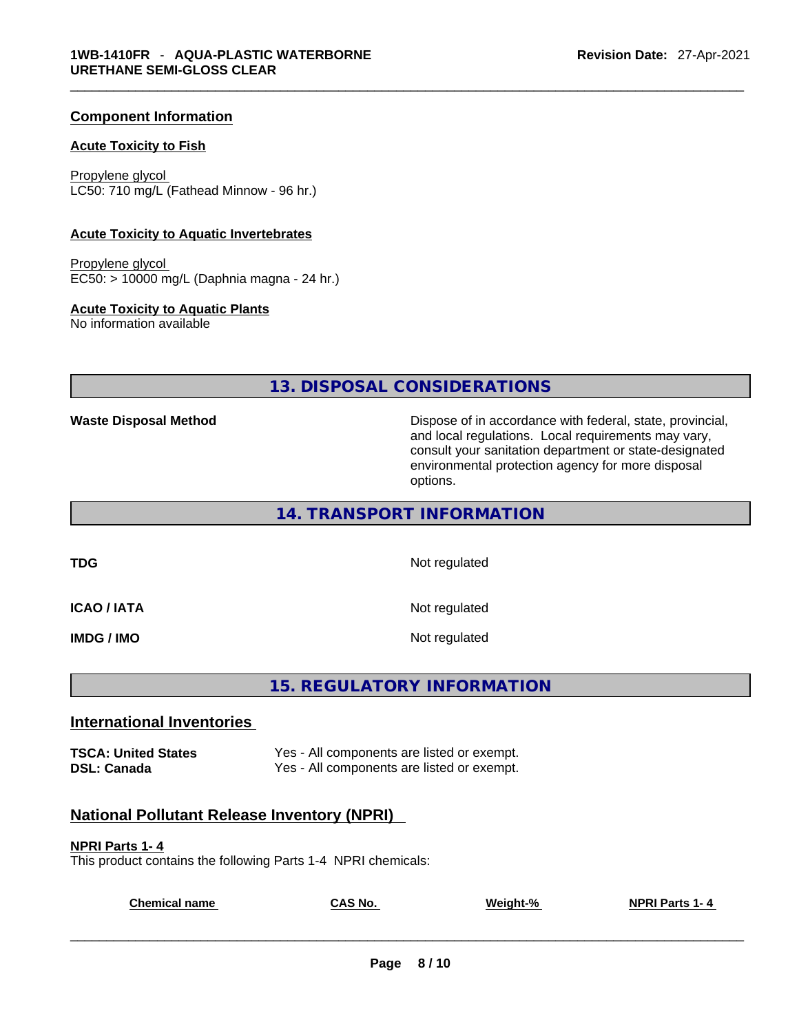## Component Information

### Acute Toxicity to Fish

Propylene glycol
LC50: 710 mg/L (Fathead Minnow - 96 hr.)

### Acute Toxicity to Aquatic Invertebrates

Propylene glycol
EC50: > 10000 mg/L (Daphnia magna - 24 hr.)

### Acute Toxicity to Aquatic Plants

No information available

## 13. DISPOSAL CONSIDERATIONS

**Waste Disposal Method** Dispose of in accordance with federal, state, provincial, and local regulations. Local requirements may vary, consult your sanitation department or state-designated environmental protection agency for more disposal options.

## 14. TRANSPORT INFORMATION

**TDG** Not regulated

**ICAO / IATA** Not regulated

**IMDG / IMO** Not regulated

## 15. REGULATORY INFORMATION

## International Inventories

**TSCA: United States** Yes - All components are listed or exempt.
**DSL: Canada** Yes - All components are listed or exempt.

## National Pollutant Release Inventory (NPRI)

### NPRI Parts 1- 4

This product contains the following Parts 1-4 NPRI chemicals:

| Chemical name | CAS No. | Weight-% | NPRI Parts 1- 4 |
|---|---|---|---|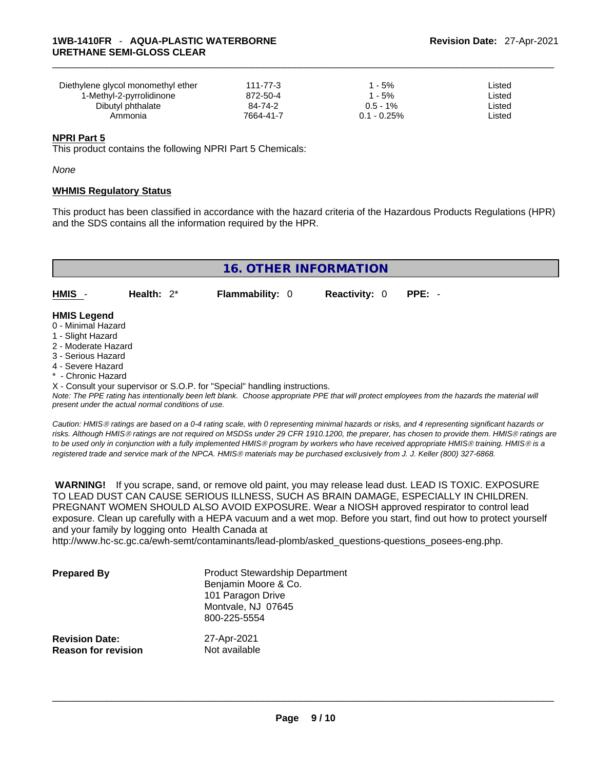| | | | |
|---|---|---|---|
| Diethylene glycol monomethyl ether | 111-77-3 | 1 - 5% | Listed |
| 1-Methyl-2-pyrrolidinone | 872-50-4 | 1 - 5% | Listed |
| Dibutyl phthalate | 84-74-2 | 0.5 - 1% | Listed |
| Ammonia | 7664-41-7 | 0.1 - 0.25% | Listed |

**NPRI Part 5**

This product contains the following NPRI Part 5 Chemicals:

*None*

**WHMIS Regulatory Status**

This product has been classified in accordance with the hazard criteria of the Hazardous Products Regulations (HPR) and the SDS contains all the information required by the HPR.

## 16. OTHER INFORMATION

**HMIS** - **Health:** 2* **Flammability:** 0 **Reactivity:** 0 **PPE:** -

**HMIS Legend**
- 0 - Minimal Hazard
- 1 - Slight Hazard
- 2 - Moderate Hazard
- 3 - Serious Hazard
- 4 - Severe Hazard
- * - Chronic Hazard
- X - Consult your supervisor or S.O.P. for "Special" handling instructions.

*Note: The PPE rating has intentionally been left blank. Choose appropriate PPE that will protect employees from the hazards the material will present under the actual normal conditions of use.*

*Caution: HMIS® ratings are based on a 0-4 rating scale, with 0 representing minimal hazards or risks, and 4 representing significant hazards or risks. Although HMIS® ratings are not required on MSDSs under 29 CFR 1910.1200, the preparer, has chosen to provide them. HMIS® ratings are to be used only in conjunction with a fully implemented HMIS® program by workers who have received appropriate HMIS® training. HMIS® is a registered trade and service mark of the NPCA. HMIS® materials may be purchased exclusively from J. J. Keller (800) 327-6868.*

**WARNING!** If you scrape, sand, or remove old paint, you may release lead dust. LEAD IS TOXIC. EXPOSURE TO LEAD DUST CAN CAUSE SERIOUS ILLNESS, SUCH AS BRAIN DAMAGE, ESPECIALLY IN CHILDREN. PREGNANT WOMEN SHOULD ALSO AVOID EXPOSURE. Wear a NIOSH approved respirator to control lead exposure. Clean up carefully with a HEPA vacuum and a wet mop. Before you start, find out how to protect yourself and your family by logging onto Health Canada at http://www.hc-sc.gc.ca/ewh-semt/contaminants/lead-plomb/asked_questions-questions_posees-eng.php.

| | |
|---|---|
| **Prepared By** | Product Stewardship Department<br>Benjamin Moore & Co.<br>101 Paragon Drive<br>Montvale, NJ 07645<br>800-225-5554 |
| **Revision Date:** | 27-Apr-2021 |
| **Reason for revision** | Not available |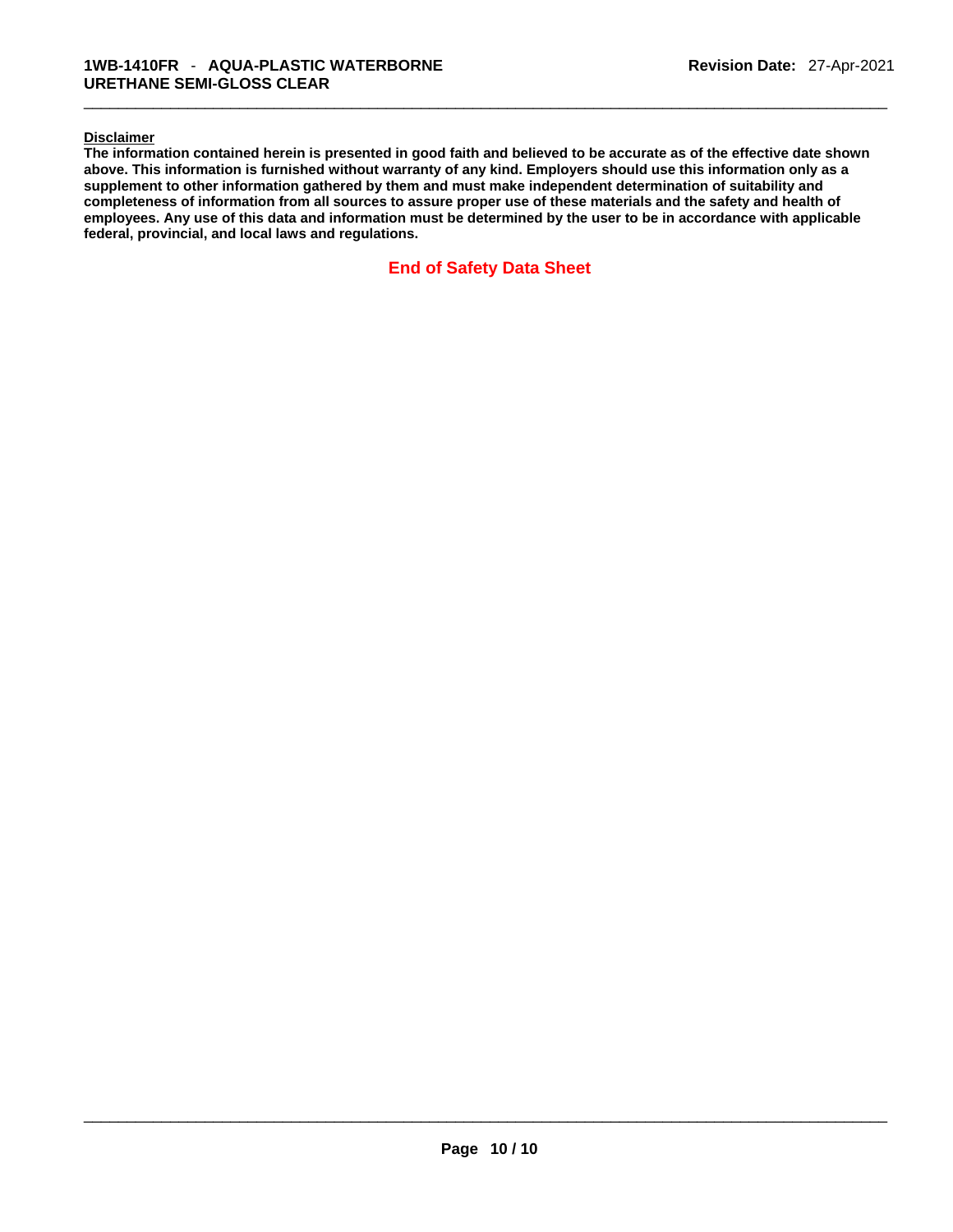**Disclaimer**

**The information contained herein is presented in good faith and believed to be accurate as of the effective date shown above. This information is furnished without warranty of any kind. Employers should use this information only as a supplement to other information gathered by them and must make independent determination of suitability and completeness of information from all sources to assure proper use of these materials and the safety and health of employees. Any use of this data and information must be determined by the user to be in accordance with applicable federal, provincial, and local laws and regulations.**

**End of Safety Data Sheet**